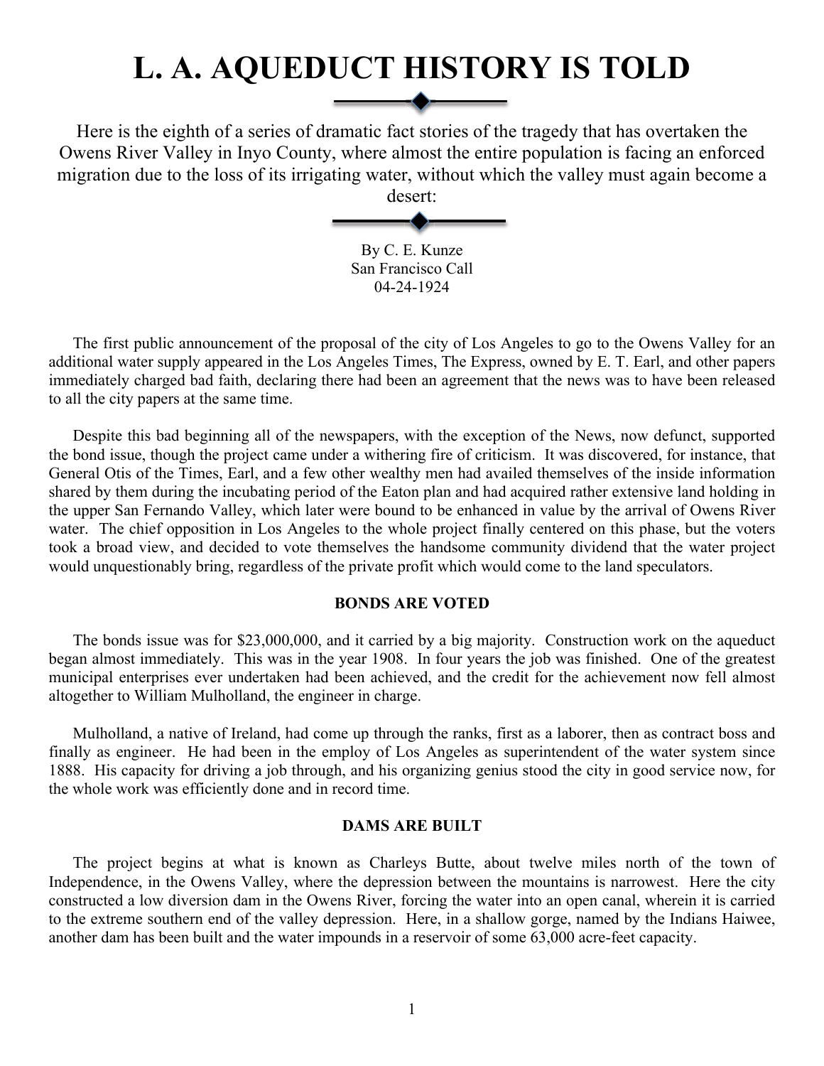# L. A. AQUEDUCT HISTORY IS TOLD

Here is the eighth of a series of dramatic fact stories of the tragedy that has overtaken the Owens River Valley in Inyo County, where almost the entire population is facing an enforced migration due to the loss of its irrigating water, without which the valley must again become a desert:

By C. E. Kunze
San Francisco Call
04-24-1924

The first public announcement of the proposal of the city of Los Angeles to go to the Owens Valley for an additional water supply appeared in the Los Angeles Times, The Express, owned by E. T. Earl, and other papers immediately charged bad faith, declaring there had been an agreement that the news was to have been released to all the city papers at the same time.

Despite this bad beginning all of the newspapers, with the exception of the News, now defunct, supported the bond issue, though the project came under a withering fire of criticism. It was discovered, for instance, that General Otis of the Times, Earl, and a few other wealthy men had availed themselves of the inside information shared by them during the incubating period of the Eaton plan and had acquired rather extensive land holding in the upper San Fernando Valley, which later were bound to be enhanced in value by the arrival of Owens River water. The chief opposition in Los Angeles to the whole project finally centered on this phase, but the voters took a broad view, and decided to vote themselves the handsome community dividend that the water project would unquestionably bring, regardless of the private profit which would come to the land speculators.

### BONDS ARE VOTED

The bonds issue was for $23,000,000, and it carried by a big majority. Construction work on the aqueduct began almost immediately. This was in the year 1908. In four years the job was finished. One of the greatest municipal enterprises ever undertaken had been achieved, and the credit for the achievement now fell almost altogether to William Mulholland, the engineer in charge.

Mulholland, a native of Ireland, had come up through the ranks, first as a laborer, then as contract boss and finally as engineer. He had been in the employ of Los Angeles as superintendent of the water system since 1888. His capacity for driving a job through, and his organizing genius stood the city in good service now, for the whole work was efficiently done and in record time.

### DAMS ARE BUILT

The project begins at what is known as Charleys Butte, about twelve miles north of the town of Independence, in the Owens Valley, where the depression between the mountains is narrowest. Here the city constructed a low diversion dam in the Owens River, forcing the water into an open canal, wherein it is carried to the extreme southern end of the valley depression. Here, in a shallow gorge, named by the Indians Haiwee, another dam has been built and the water impounds in a reservoir of some 63,000 acre-feet capacity.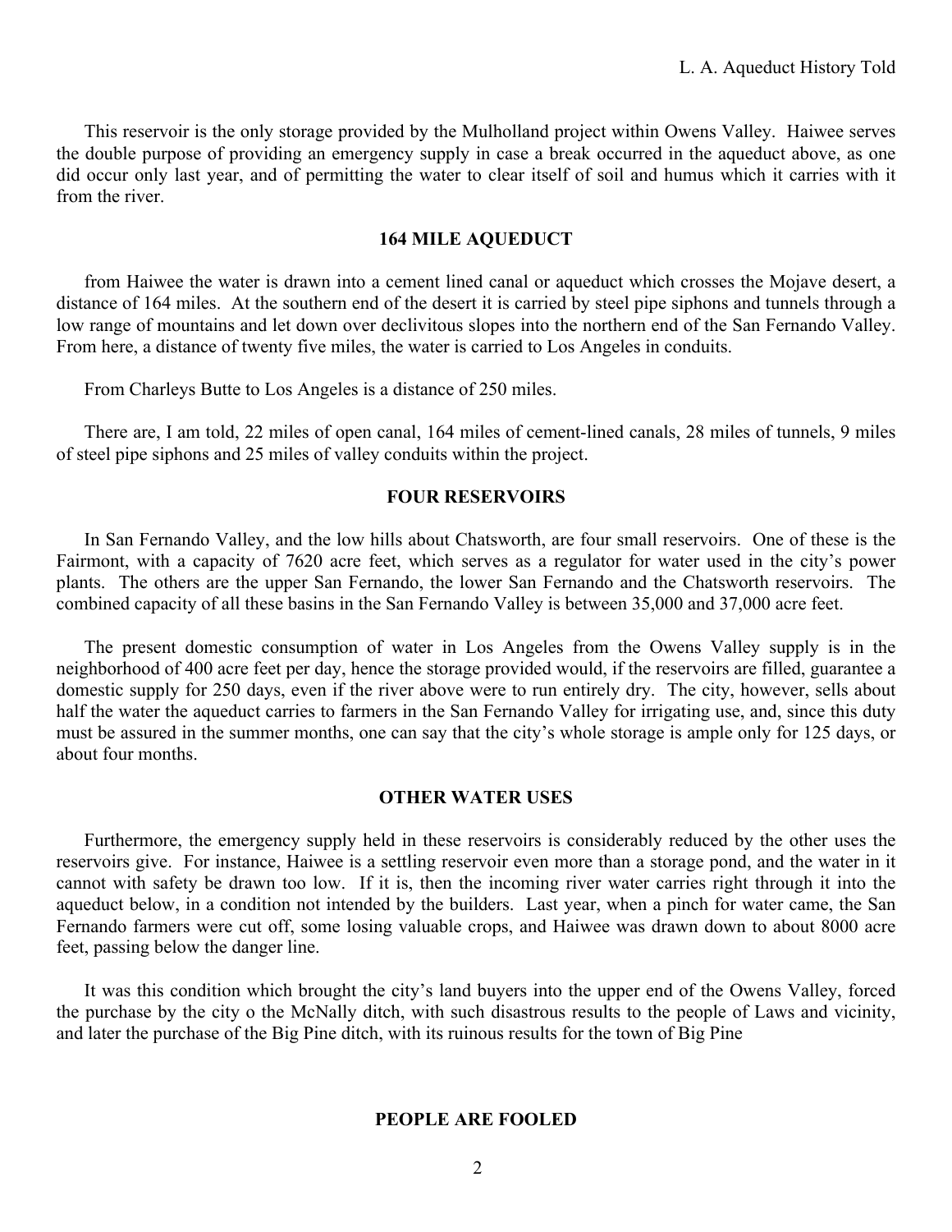This reservoir is the only storage provided by the Mulholland project within Owens Valley. Haiwee serves the double purpose of providing an emergency supply in case a break occurred in the aqueduct above, as one did occur only last year, and of permitting the water to clear itself of soil and humus which it carries with it from the river.

## 164 MILE AQUEDUCT

from Haiwee the water is drawn into a cement lined canal or aqueduct which crosses the Mojave desert, a distance of 164 miles. At the southern end of the desert it is carried by steel pipe siphons and tunnels through a low range of mountains and let down over declivitous slopes into the northern end of the San Fernando Valley. From here, a distance of twenty five miles, the water is carried to Los Angeles in conduits.

From Charleys Butte to Los Angeles is a distance of 250 miles.

There are, I am told, 22 miles of open canal, 164 miles of cement-lined canals, 28 miles of tunnels, 9 miles of steel pipe siphons and 25 miles of valley conduits within the project.

## FOUR RESERVOIRS

In San Fernando Valley, and the low hills about Chatsworth, are four small reservoirs. One of these is the Fairmont, with a capacity of 7620 acre feet, which serves as a regulator for water used in the city's power plants. The others are the upper San Fernando, the lower San Fernando and the Chatsworth reservoirs. The combined capacity of all these basins in the San Fernando Valley is between 35,000 and 37,000 acre feet.

The present domestic consumption of water in Los Angeles from the Owens Valley supply is in the neighborhood of 400 acre feet per day, hence the storage provided would, if the reservoirs are filled, guarantee a domestic supply for 250 days, even if the river above were to run entirely dry. The city, however, sells about half the water the aqueduct carries to farmers in the San Fernando Valley for irrigating use, and, since this duty must be assured in the summer months, one can say that the city's whole storage is ample only for 125 days, or about four months.

## OTHER WATER USES

Furthermore, the emergency supply held in these reservoirs is considerably reduced by the other uses the reservoirs give. For instance, Haiwee is a settling reservoir even more than a storage pond, and the water in it cannot with safety be drawn too low. If it is, then the incoming river water carries right through it into the aqueduct below, in a condition not intended by the builders. Last year, when a pinch for water came, the San Fernando farmers were cut off, some losing valuable crops, and Haiwee was drawn down to about 8000 acre feet, passing below the danger line.

It was this condition which brought the city's land buyers into the upper end of the Owens Valley, forced the purchase by the city o the McNally ditch, with such disastrous results to the people of Laws and vicinity, and later the purchase of the Big Pine ditch, with its ruinous results for the town of Big Pine

## PEOPLE ARE FOOLED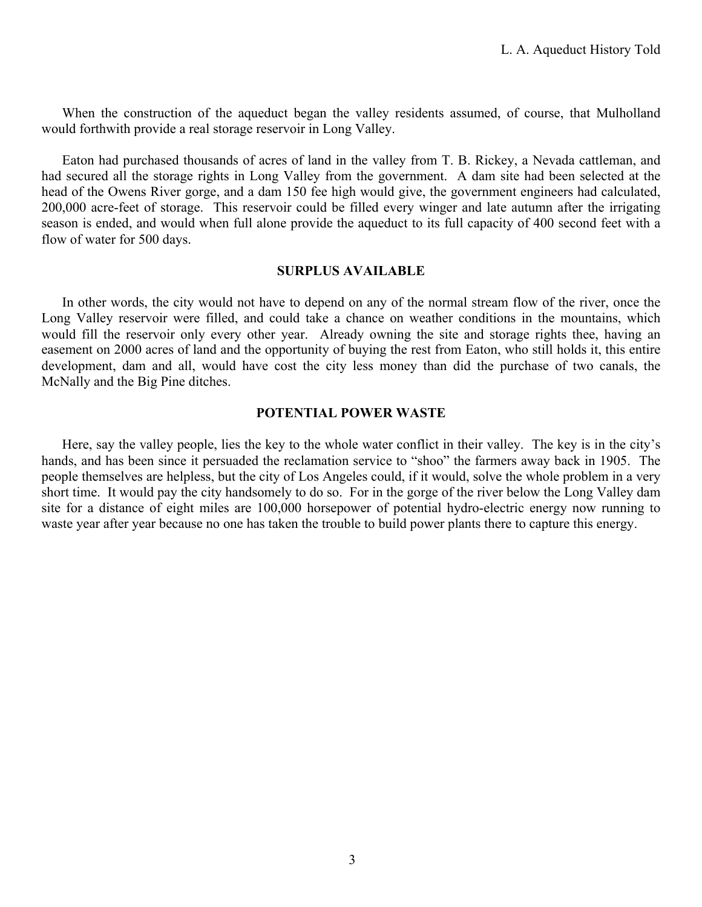When the construction of the aqueduct began the valley residents assumed, of course, that Mulholland would forthwith provide a real storage reservoir in Long Valley.

Eaton had purchased thousands of acres of land in the valley from T. B. Rickey, a Nevada cattleman, and had secured all the storage rights in Long Valley from the government. A dam site had been selected at the head of the Owens River gorge, and a dam 150 fee high would give, the government engineers had calculated, 200,000 acre-feet of storage. This reservoir could be filled every winger and late autumn after the irrigating season is ended, and would when full alone provide the aqueduct to its full capacity of 400 second feet with a flow of water for 500 days.

### SURPLUS AVAILABLE

In other words, the city would not have to depend on any of the normal stream flow of the river, once the Long Valley reservoir were filled, and could take a chance on weather conditions in the mountains, which would fill the reservoir only every other year. Already owning the site and storage rights thee, having an easement on 2000 acres of land and the opportunity of buying the rest from Eaton, who still holds it, this entire development, dam and all, would have cost the city less money than did the purchase of two canals, the McNally and the Big Pine ditches.

### POTENTIAL POWER WASTE

Here, say the valley people, lies the key to the whole water conflict in their valley. The key is in the city's hands, and has been since it persuaded the reclamation service to "shoo" the farmers away back in 1905. The people themselves are helpless, but the city of Los Angeles could, if it would, solve the whole problem in a very short time. It would pay the city handsomely to do so. For in the gorge of the river below the Long Valley dam site for a distance of eight miles are 100,000 horsepower of potential hydro-electric energy now running to waste year after year because no one has taken the trouble to build power plants there to capture this energy.